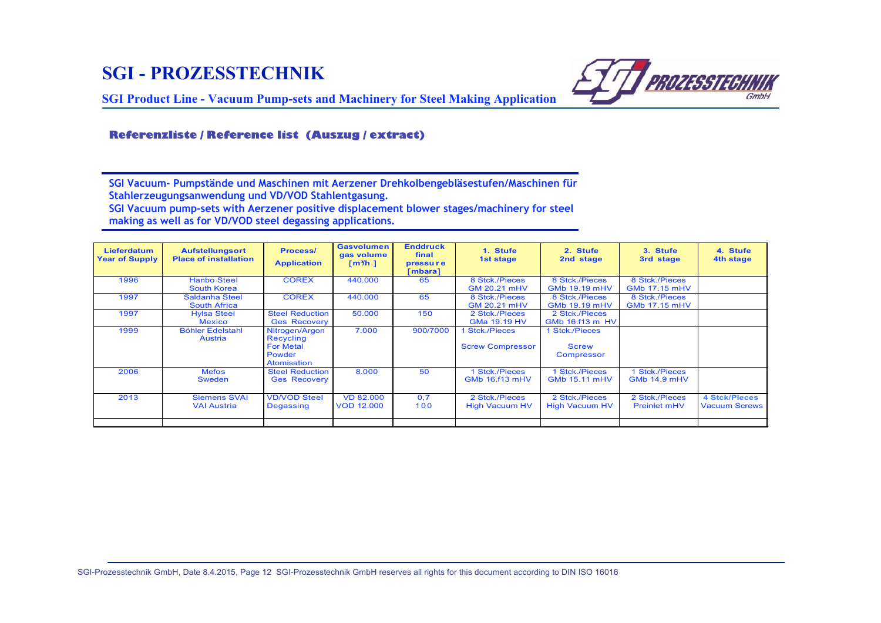# SGI - PROZESSTECHNIK

## SGI Product Line - Vacuum Pump-sets and Machinery for Steel Making Application

### Referenzliste / Reference list (Auszug / extract)

**SGI Vacuum- Pumpstände und Maschinen mit Aerzener Drehkolbengebläsestufen/Maschinen für Stahlerzeugungsanwendung und VD/VOD Stahlentgasung.**
**SGI Vacuum pump-sets with Aerzener positive displacement blower stages/machinery for steel making as well as for VD/VOD steel degassing applications.**

| Lieferdatum Year of Supply | Aufstellungsort Place of installation | Process/ Application | Gasvolumen gas volume [m³/h ] | Enddruck final pressure [mbara] | 1. Stufe 1st stage | 2. Stufe 2nd stage | 3. Stufe 3rd stage | 4. Stufe 4th stage |
|---|---|---|---|---|---|---|---|---|
| 1996 | Hanbo Steel South Korea | COREX | 440.000 | 65 | 8 Stck./Pieces GM 20.21 mHV | 8 Stck./Pieces GMb 19.19 mHV | 8 Stck./Pieces GMb 17.15 mHV | |
| 1997 | Saldanha Steel South Africa | COREX | 440.000 | 65 | 8 Stck./Pieces GM 20.21 mHV | 8 Stck./Pieces GMb 19.19 mHV | 8 Stck./Pieces GMb 17.15 mHV | |
| 1997 | Hylsa Steel Mexico | Steel Reduction Ges Recovery | 50.000 | 150 | 2 Stck./Pieces GMa 19.19 HV | 2 Stck./Pieces GMb 16.f13 m HV | | |
| 1999 | Böhler Edelstahl Austria | Nitrogen/Argon Recycling For Metal Powder Atomisation | 7.000 | 900/7000 | 1 Stck./Pieces Screw Compressor | 1 Stck./Pieces Screw Compressor | | |
| 2006 | Mefos Sweden | Steel Reduction Ges Recovery | 8.000 | 50 | 1 Stck./Pieces GMb 16.f13 mHV | 1 Stck./Pieces GMb 15.11 mHV | 1 Stck./Pieces GMb 14.9 mHV | |
| 2013 | Siemens SVAI VAI Austria | VD/VOD Steel Degassing | VD 82.000 VOD 12.000 | 0,7 100 | 2 Stck./Pieces High Vacuum HV | 2 Stck./Pieces High Vacuum HV | 2 Stck./Pieces Preinlet mHV | 4 Stck/Pieces Vacuum Screws |
| | | | | | | | | |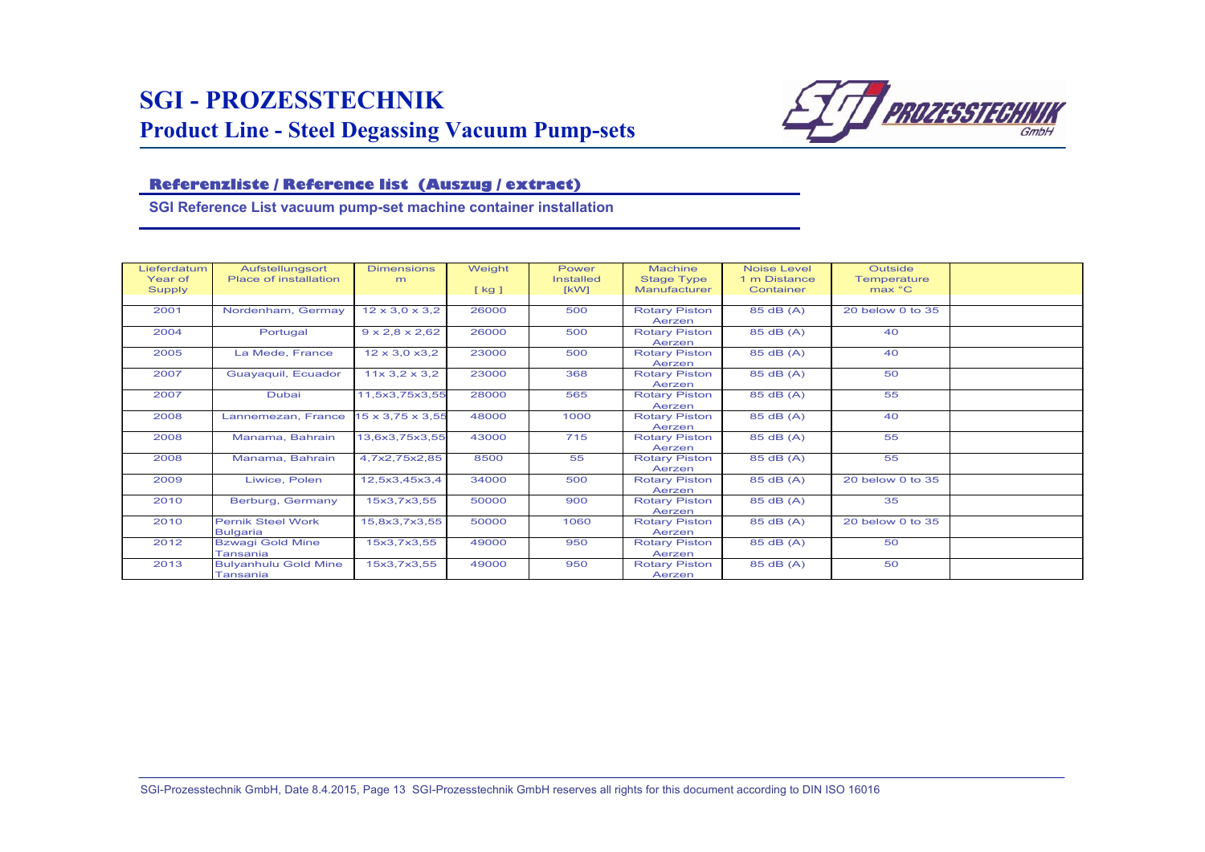# SGI - PROZESSTECHNIK

## Product Line - Steel Degassing Vacuum Pump-sets

### Referenzliste / Reference list (Auszug / extract)

**SGI Reference List vacuum pump-set machine container installation**

| Lieferdatum Year of Supply | Aufstellungsort Place of installation | Dimensions m | Weight [ kg ] | Power Installed [kW] | Machine Stage Type Manufacturer | Noise Level 1 m Distance Container | Outside Temperature max °C | |
|---|---|---|---|---|---|---|---|---|
| 2001 | Nordenham, Germay | 12 x 3,0 x 3,2 | 26000 | 500 | Rotary Piston Aerzen | 85 dB (A) | 20 below 0 to 35 | |
| 2004 | Portugal | 9 x 2,8 x 2,62 | 26000 | 500 | Rotary Piston Aerzen | 85 dB (A) | 40 | |
| 2005 | La Mede, France | 12 x 3,0 x3,2 | 23000 | 500 | Rotary Piston Aerzen | 85 dB (A) | 40 | |
| 2007 | Guayaquil, Ecuador | 11x 3,2 x 3,2 | 23000 | 368 | Rotary Piston Aerzen | 85 dB (A) | 50 | |
| 2007 | Dubai | 11,5x3,75x3,55 | 28000 | 565 | Rotary Piston Aerzen | 85 dB (A) | 55 | |
| 2008 | Lannemezan, France | 15 x 3,75 x 3,55 | 48000 | 1000 | Rotary Piston Aerzen | 85 dB (A) | 40 | |
| 2008 | Manama, Bahrain | 13,6x3,75x3,55 | 43000 | 715 | Rotary Piston Aerzen | 85 dB (A) | 55 | |
| 2008 | Manama, Bahrain | 4,7x2,75x2,85 | 8500 | 55 | Rotary Piston Aerzen | 85 dB (A) | 55 | |
| 2009 | Liwice, Polen | 12,5x3,45x3,4 | 34000 | 500 | Rotary Piston Aerzen | 85 dB (A) | 20 below 0 to 35 | |
| 2010 | Berburg, Germany | 15x3,7x3,55 | 50000 | 900 | Rotary Piston Aerzen | 85 dB (A) | 35 | |
| 2010 | Pernik Steel Work Bulgaria | 15,8x3,7x3,55 | 50000 | 1060 | Rotary Piston Aerzen | 85 dB (A) | 20 below 0 to 35 | |
| 2012 | Bzwagi Gold Mine Tansania | 15x3,7x3,55 | 49000 | 950 | Rotary Piston Aerzen | 85 dB (A) | 50 | |
| 2013 | Bulyanhulu Gold Mine Tansania | 15x3,7x3,55 | 49000 | 950 | Rotary Piston Aerzen | 85 dB (A) | 50 | |

SGI-Prozesstechnik GmbH, Date 8.4.2015, Page 13 SGI-Prozesstechnik GmbH reserves all rights for this document according to DIN ISO 16016